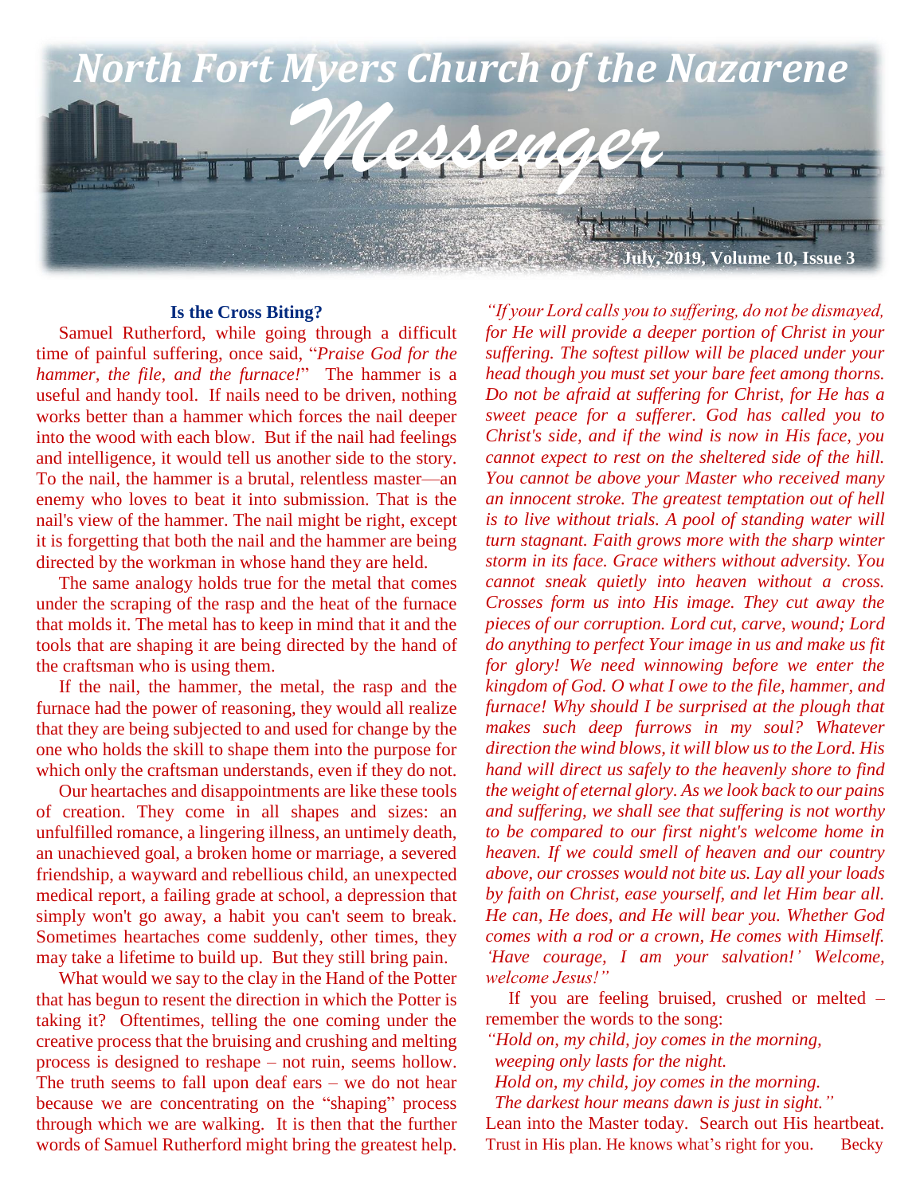# North Fort Myers Church of the Nazarene

# *Messenger*

July, 2019, Volume 10, Issue 3

### Is the Cross Biting?

Samuel Rutherford, while going through a difficult time of painful suffering, once said, "*Praise God for the hammer, the file, and the furnace!*" The hammer is a useful and handy tool. If nails need to be driven, nothing works better than a hammer which forces the nail deeper into the wood with each blow. But if the nail had feelings and intelligence, it would tell us another side to the story. To the nail, the hammer is a brutal, relentless master—an enemy who loves to beat it into submission. That is the nail's view of the hammer. The nail might be right, except it is forgetting that both the nail and the hammer are being directed by the workman in whose hand they are held.

The same analogy holds true for the metal that comes under the scraping of the rasp and the heat of the furnace that molds it. The metal has to keep in mind that it and the tools that are shaping it are being directed by the hand of the craftsman who is using them.

If the nail, the hammer, the metal, the rasp and the furnace had the power of reasoning, they would all realize that they are being subjected to and used for change by the one who holds the skill to shape them into the purpose for which only the craftsman understands, even if they do not.

Our heartaches and disappointments are like these tools of creation. They come in all shapes and sizes: an unfulfilled romance, a lingering illness, an untimely death, an unachieved goal, a broken home or marriage, a severed friendship, a wayward and rebellious child, an unexpected medical report, a failing grade at school, a depression that simply won't go away, a habit you can't seem to break. Sometimes heartaches come suddenly, other times, they may take a lifetime to build up. But they still bring pain.

What would we say to the clay in the Hand of the Potter that has begun to resent the direction in which the Potter is taking it? Oftentimes, telling the one coming under the creative process that the bruising and crushing and melting process is designed to reshape – not ruin, seems hollow. The truth seems to fall upon deaf ears – we do not hear because we are concentrating on the "shaping" process through which we are walking. It is then that the further words of Samuel Rutherford might bring the greatest help.

*"If your Lord calls you to suffering, do not be dismayed, for He will provide a deeper portion of Christ in your suffering. The softest pillow will be placed under your head though you must set your bare feet among thorns. Do not be afraid at suffering for Christ, for He has a sweet peace for a sufferer. God has called you to Christ's side, and if the wind is now in His face, you cannot expect to rest on the sheltered side of the hill. You cannot be above your Master who received many an innocent stroke. The greatest temptation out of hell is to live without trials. A pool of standing water will turn stagnant. Faith grows more with the sharp winter storm in its face. Grace withers without adversity. You cannot sneak quietly into heaven without a cross. Crosses form us into His image. They cut away the pieces of our corruption. Lord cut, carve, wound; Lord do anything to perfect Your image in us and make us fit for glory! We need winnowing before we enter the kingdom of God. O what I owe to the file, hammer, and furnace! Why should I be surprised at the plough that makes such deep furrows in my soul? Whatever direction the wind blows, it will blow us to the Lord. His hand will direct us safely to the heavenly shore to find the weight of eternal glory. As we look back to our pains and suffering, we shall see that suffering is not worthy to be compared to our first night's welcome home in heaven. If we could smell of heaven and our country above, our crosses would not bite us. Lay all your loads by faith on Christ, ease yourself, and let Him bear all. He can, He does, and He will bear you. Whether God comes with a rod or a crown, He comes with Himself. 'Have courage, I am your salvation!' Welcome, welcome Jesus!"*

If you are feeling bruised, crushed or melted – remember the words to the song:

*"Hold on, my child, joy comes in the morning,*
*weeping only lasts for the night.*
*Hold on, my child, joy comes in the morning.*
*The darkest hour means dawn is just in sight."*

Lean into the Master today. Search out His heartbeat. Trust in His plan. He knows what's right for you. Becky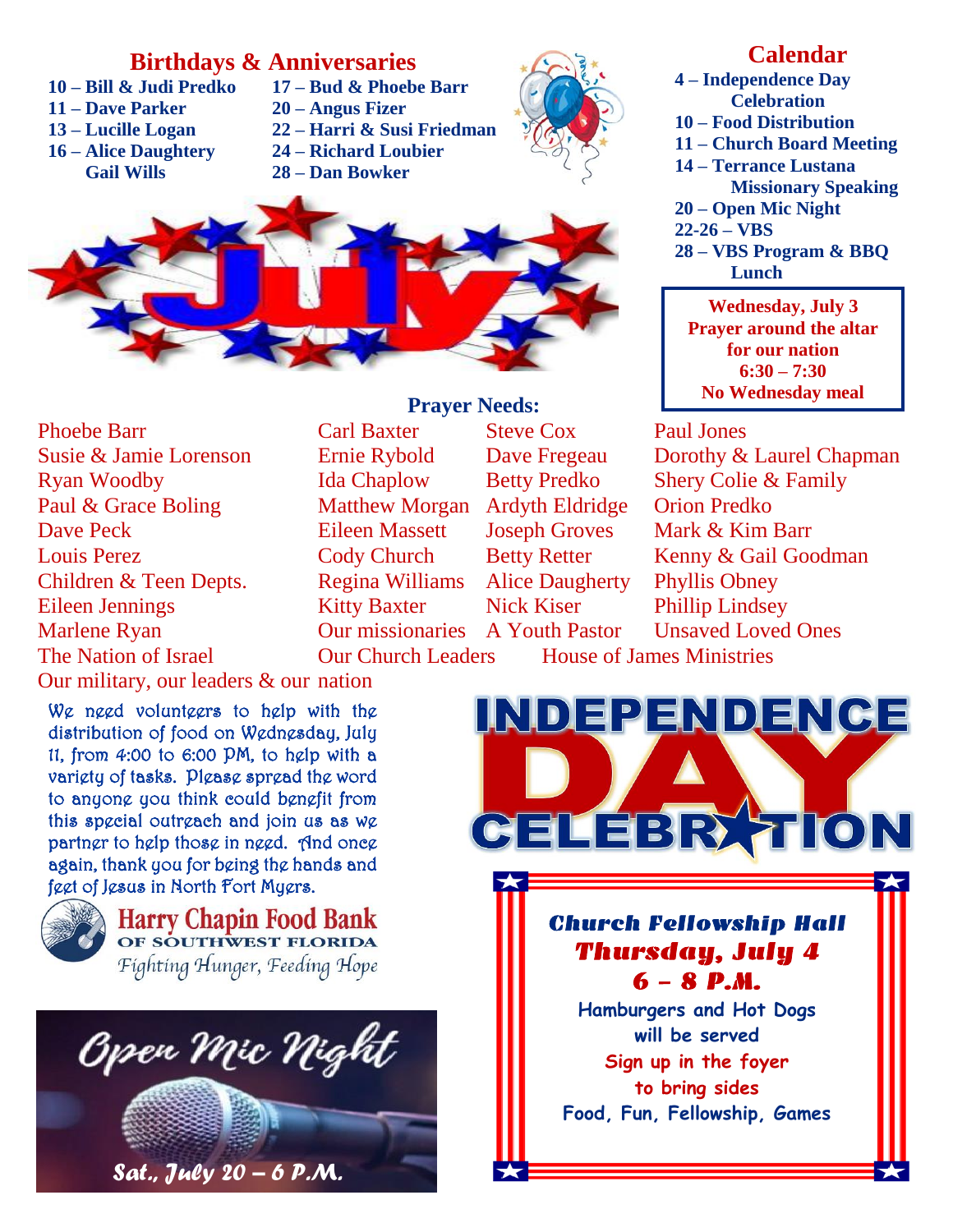## Birthdays & Anniversaries

**10 – Bill & Judi Predko**
**11 – Dave Parker**
**13 – Lucille Logan**
**16 – Alice Daughtery**
**Gail Wills**
**17 – Bud & Phoebe Barr**
**20 – Angus Fizer**
**22 – Harri & Susi Friedman**
**24 – Richard Loubier**
**28 – Dan Bowker**

July

## Calendar

**4 – Independence Day Celebration**
**10 – Food Distribution**
**11 – Church Board Meeting**
**14 – Terrance Lustana Missionary Speaking**
**20 – Open Mic Night**
**22-26 – VBS**
**28 – VBS Program & BBQ Lunch**

**Wednesday, July 3**
**Prayer around the altar for our nation**
**6:30 – 7:30**
**No Wednesday meal**

## Prayer Needs:

Phoebe Barr
Susie & Jamie Lorenson
Ryan Woodby
Paul & Grace Boling
Dave Peck
Louis Perez
Children & Teen Depts.
Eileen Jennings
Marlene Ryan
The Nation of Israel
Carl Baxter
Ernie Rybold
Ida Chaplow
Matthew Morgan
Eileen Massett
Cody Church
Regina Williams
Kitty Baxter
Our missionaries
Our Church Leaders
Steve Cox
Dave Fregeau
Betty Predko
Ardyth Eldridge
Joseph Groves
Betty Retter
Alice Daugherty
Nick Kiser
A Youth Pastor
House of James Ministries
Paul Jones
Dorothy & Laurel Chapman
Shery Colie & Family
Orion Predko
Mark & Kim Barr
Kenny & Gail Goodman
Phyllis Obney
Phillip Lindsey
Unsaved Loved Ones
Our military, our leaders & our nation

We need volunteers to help with the distribution of food on Wednesday, July 11, from 4:00 to 6:00 PM, to help with a variety of tasks. Please spread the word to anyone you think could benefit from this special outreach and join us as we partner to help those in need. And once again, thank you for being the hands and feet of Jesus in North Fort Myers.

**Harry Chapin Food Bank**
**OF SOUTHWEST FLORIDA**
*Fighting Hunger, Feeding Hope*

## INDEPENDENCE DAY CELEBRATION

***Church Fellowship Hall***
***Thursday, July 4***
***6 – 8 P.M.***

**Hamburgers and Hot Dogs will be served**
**Sign up in the foyer to bring sides**
**Food, Fun, Fellowship, Games**

## Open Mic Night

***Sat., July 20 – 6 P.M.***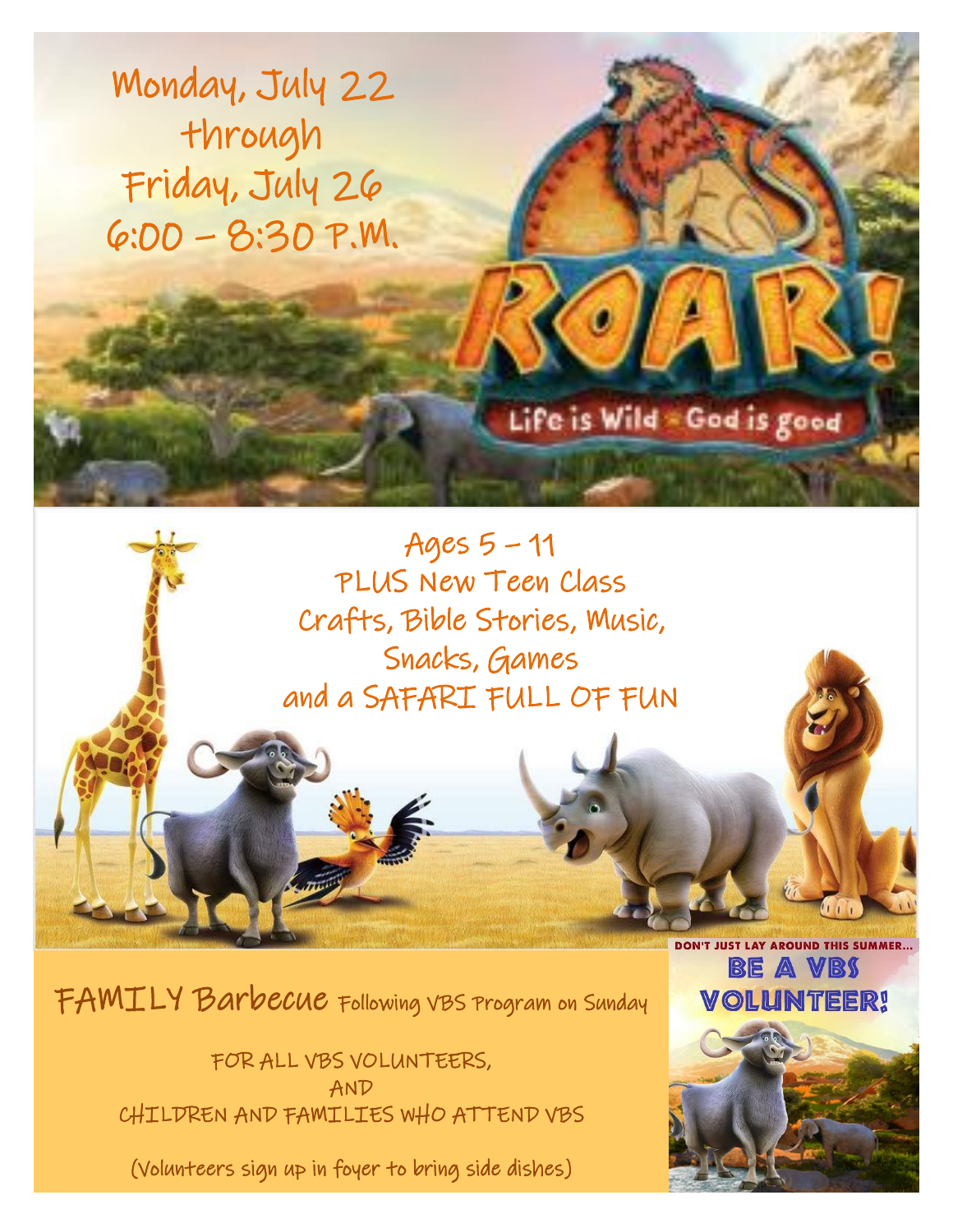Monday, July 22
through
Friday, July 26
6:00 – 8:30 P.M.

ROAR!

Life is Wild · God is good

Ages 5 – 11
PLUS New Teen Class
Crafts, Bible Stories, Music,
Snacks, Games
and a SAFARI FULL OF FUN

FAMILY Barbecue Following VBS Program on Sunday

FOR ALL VBS VOLUNTEERS,
AND
CHILDREN AND FAMILIES WHO ATTEND VBS

(Volunteers sign up in foyer to bring side dishes)

DON'T JUST LAY AROUND THIS SUMMER...

BE A VBS VOLUNTEER!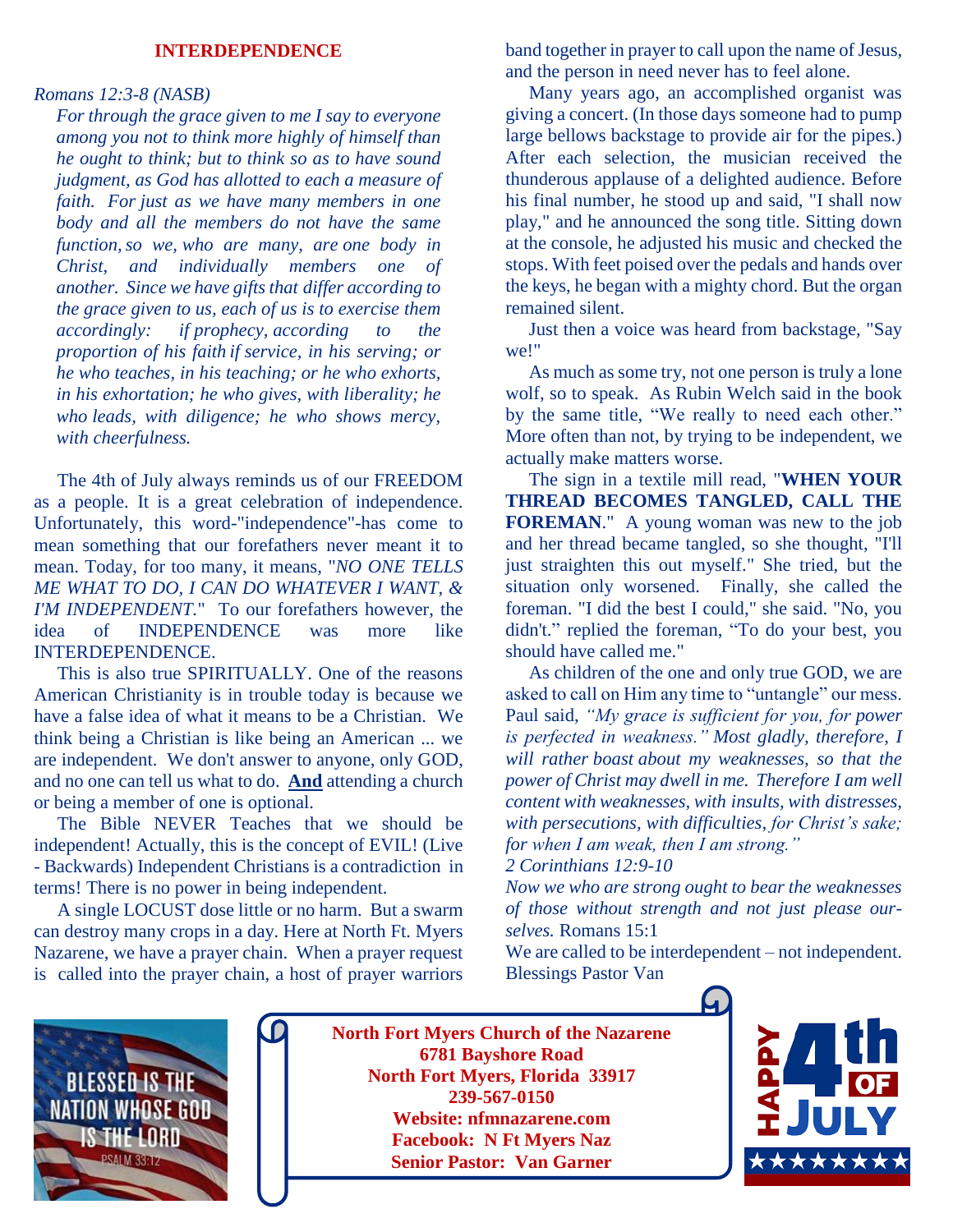## INTERDEPENDENCE

*Romans 12:3-8 (NASB)*

*For through the grace given to me I say to everyone among you not to think more highly of himself than he ought to think; but to think so as to have sound judgment, as God has allotted to each a measure of faith. For just as we have many members in one body and all the members do not have the same function, so we, who are many, are one body in Christ, and individually members one of another. Since we have gifts that differ according to the grace given to us, each of us is to exercise them accordingly: if prophecy, according to the proportion of his faith if service, in his serving; or he who teaches, in his teaching; or he who exhorts, in his exhortation; he who gives, with liberality; he who leads, with diligence; he who shows mercy, with cheerfulness.*

The 4th of July always reminds us of our FREEDOM as a people. It is a great celebration of independence. Unfortunately, this word-"independence"-has come to mean something that our forefathers never meant it to mean. Today, for too many, it means, "*NO ONE TELLS ME WHAT TO DO, I CAN DO WHATEVER I WANT, & I'M INDEPENDENT*." To our forefathers however, the idea of INDEPENDENCE was more like INTERDEPENDENCE.

This is also true SPIRITUALLY. One of the reasons American Christianity is in trouble today is because we have a false idea of what it means to be a Christian. We think being a Christian is like being an American ... we are independent. We don't answer to anyone, only GOD, and no one can tell us what to do. **And** attending a church or being a member of one is optional.

The Bible NEVER Teaches that we should be independent! Actually, this is the concept of EVIL! (Live - Backwards) Independent Christians is a contradiction in terms! There is no power in being independent.

A single LOCUST dose little or no harm. But a swarm can destroy many crops in a day. Here at North Ft. Myers Nazarene, we have a prayer chain. When a prayer request is called into the prayer chain, a host of prayer warriors band together in prayer to call upon the name of Jesus, and the person in need never has to feel alone.

Many years ago, an accomplished organist was giving a concert. (In those days someone had to pump large bellows backstage to provide air for the pipes.) After each selection, the musician received the thunderous applause of a delighted audience. Before his final number, he stood up and said, "I shall now play," and he announced the song title. Sitting down at the console, he adjusted his music and checked the stops. With feet poised over the pedals and hands over the keys, he began with a mighty chord. But the organ remained silent.

Just then a voice was heard from backstage, "Say we!"

As much as some try, not one person is truly a lone wolf, so to speak. As Rubin Welch said in the book by the same title, "We really to need each other." More often than not, by trying to be independent, we actually make matters worse.

The sign in a textile mill read, "**WHEN YOUR THREAD BECOMES TANGLED, CALL THE FOREMAN**." A young woman was new to the job and her thread became tangled, so she thought, "I'll just straighten this out myself." She tried, but the situation only worsened. Finally, she called the foreman. "I did the best I could," she said. "No, you didn't." replied the foreman, "To do your best, you should have called me."

As children of the one and only true GOD, we are asked to call on Him any time to "untangle" our mess. Paul said, *"My grace is sufficient for you, for power is perfected in weakness." Most gladly, therefore, I will rather boast about my weaknesses, so that the power of Christ may dwell in me. Therefore I am well content with weaknesses, with insults, with distresses, with persecutions, with difficulties, for Christ's sake; for when I am weak, then I am strong."*
*2 Corinthians 12:9-10*

*Now we who are strong ought to bear the weaknesses of those without strength and not just please ourselves.* Romans 15:1

We are called to be interdependent – not independent.
Blessings Pastor Van

BLESSED IS THE NATION WHOSE GOD IS THE LORD
PSALM 33:12

**North Fort Myers Church of the Nazarene**
**6781 Bayshore Road**
**North Fort Myers, Florida 33917**
**239-567-0150**
**Website: nfmnazarene.com**
**Facebook: N Ft Myers Naz**
**Senior Pastor: Van Garner**

HAPPY 4th OF JULY